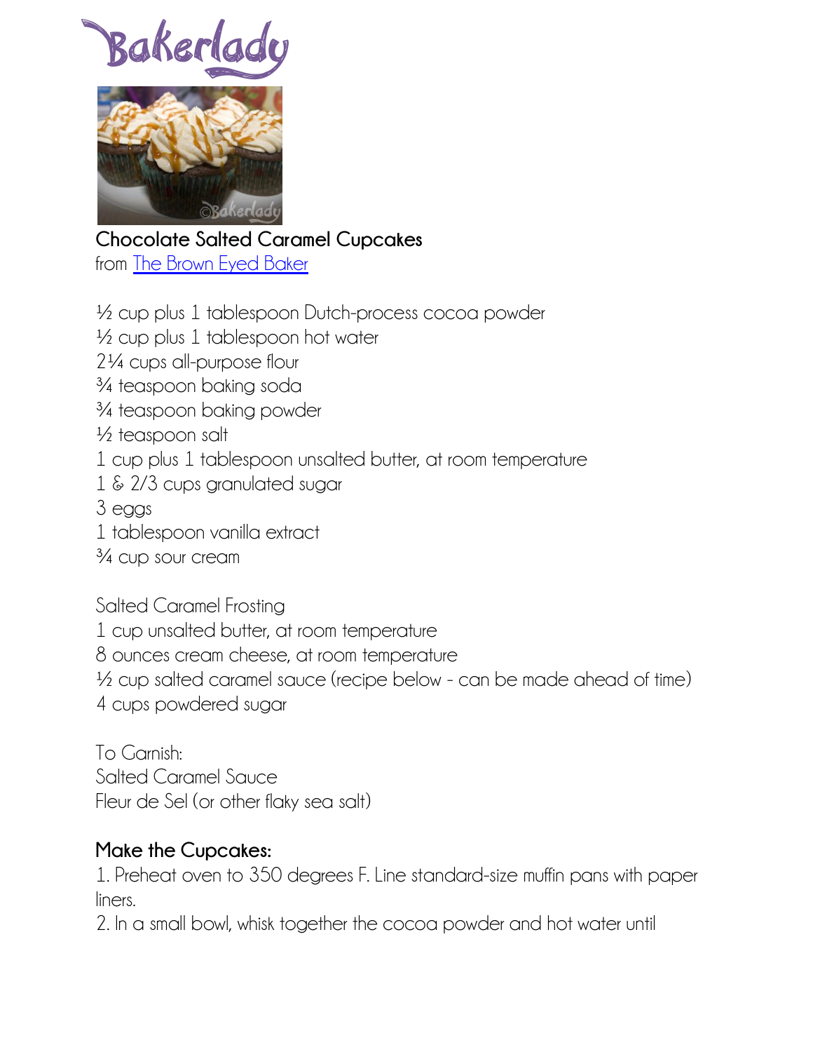Bakerlady

**Chocolate Salted Caramel Cupcakes**
from [The Brown Eyed Baker]

½ cup plus 1 tablespoon Dutch-process cocoa powder
½ cup plus 1 tablespoon hot water
2¼ cups all-purpose flour
¾ teaspoon baking soda
¾ teaspoon baking powder
½ teaspoon salt
1 cup plus 1 tablespoon unsalted butter, at room temperature
1 & 2/3 cups granulated sugar
3 eggs
1 tablespoon vanilla extract
¾ cup sour cream

Salted Caramel Frosting
1 cup unsalted butter, at room temperature
8 ounces cream cheese, at room temperature
½ cup salted caramel sauce (recipe below - can be made ahead of time)
4 cups powdered sugar

To Garnish:
Salted Caramel Sauce
Fleur de Sel (or other flaky sea salt)

**Make the Cupcakes:**

1. Preheat oven to 350 degrees F. Line standard-size muffin pans with paper liners.
2. In a small bowl, whisk together the cocoa powder and hot water until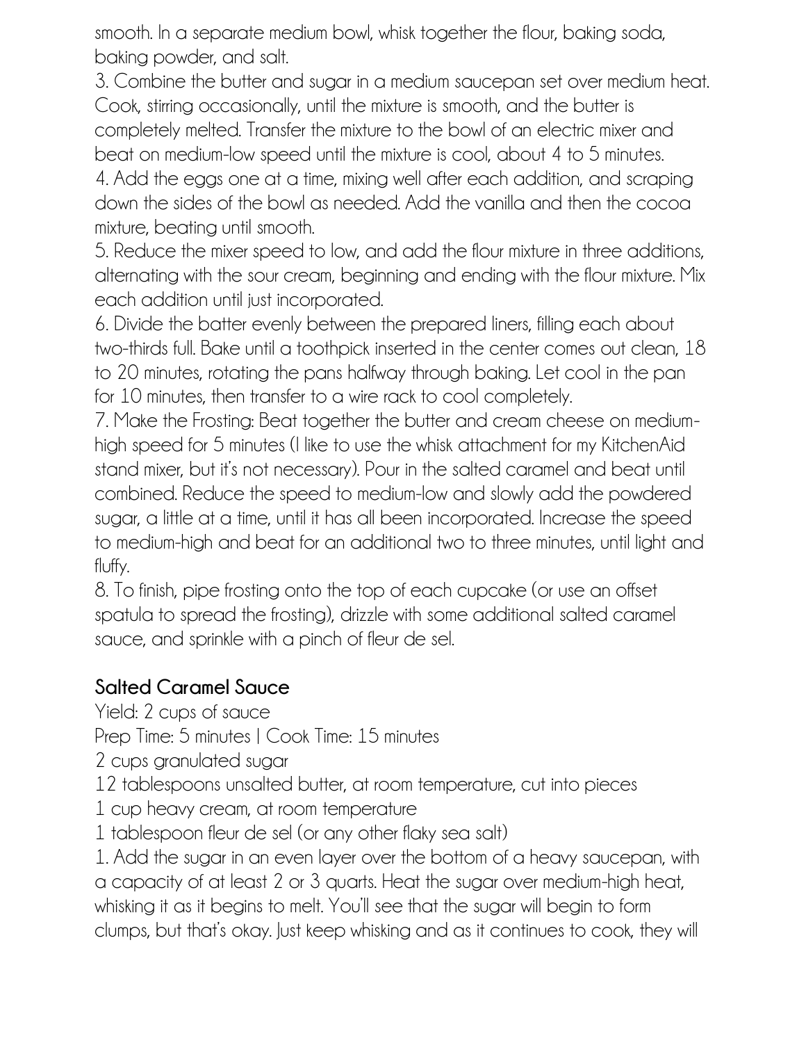smooth. In a separate medium bowl, whisk together the flour, baking soda, baking powder, and salt.

3. Combine the butter and sugar in a medium saucepan set over medium heat. Cook, stirring occasionally, until the mixture is smooth, and the butter is completely melted. Transfer the mixture to the bowl of an electric mixer and beat on medium-low speed until the mixture is cool, about 4 to 5 minutes.

4. Add the eggs one at a time, mixing well after each addition, and scraping down the sides of the bowl as needed. Add the vanilla and then the cocoa mixture, beating until smooth.

5. Reduce the mixer speed to low, and add the flour mixture in three additions, alternating with the sour cream, beginning and ending with the flour mixture. Mix each addition until just incorporated.

6. Divide the batter evenly between the prepared liners, filling each about two-thirds full. Bake until a toothpick inserted in the center comes out clean, 18 to 20 minutes, rotating the pans halfway through baking. Let cool in the pan for 10 minutes, then transfer to a wire rack to cool completely.

7. Make the Frosting: Beat together the butter and cream cheese on medium-high speed for 5 minutes (I like to use the whisk attachment for my KitchenAid stand mixer, but it's not necessary). Pour in the salted caramel and beat until combined. Reduce the speed to medium-low and slowly add the powdered sugar, a little at a time, until it has all been incorporated. Increase the speed to medium-high and beat for an additional two to three minutes, until light and fluffy.

8. To finish, pipe frosting onto the top of each cupcake (or use an offset spatula to spread the frosting), drizzle with some additional salted caramel sauce, and sprinkle with a pinch of fleur de sel.

## Salted Caramel Sauce

Yield: 2 cups of sauce

Prep Time: 5 minutes | Cook Time: 15 minutes

2 cups granulated sugar

12 tablespoons unsalted butter, at room temperature, cut into pieces

1 cup heavy cream, at room temperature

1 tablespoon fleur de sel (or any other flaky sea salt)

1. Add the sugar in an even layer over the bottom of a heavy saucepan, with a capacity of at least 2 or 3 quarts. Heat the sugar over medium-high heat, whisking it as it begins to melt. You'll see that the sugar will begin to form clumps, but that's okay. Just keep whisking and as it continues to cook, they will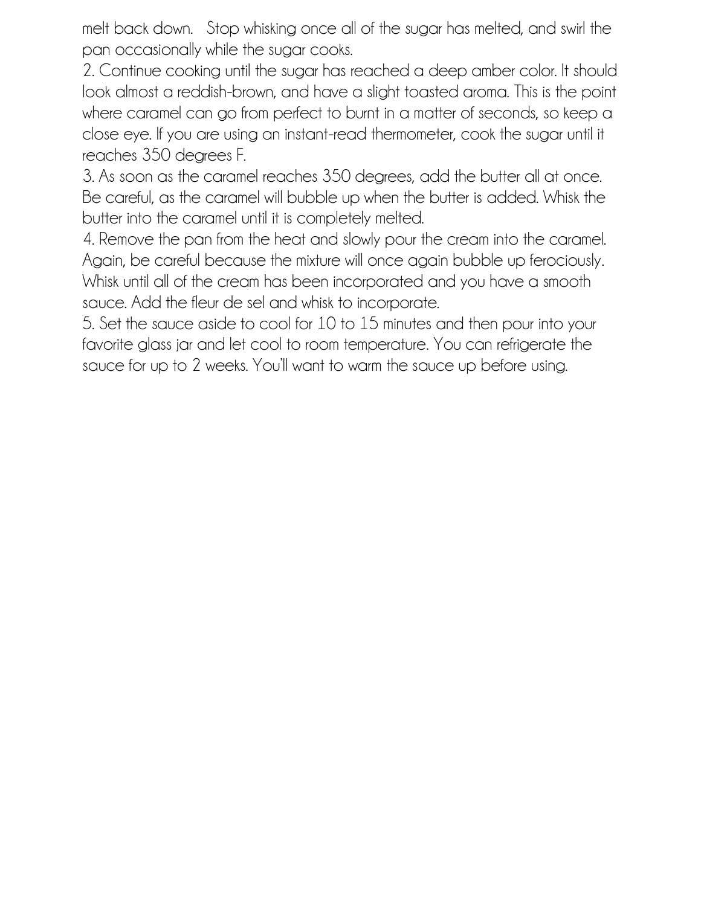melt back down. Stop whisking once all of the sugar has melted, and swirl the pan occasionally while the sugar cooks.

2. Continue cooking until the sugar has reached a deep amber color. It should look almost a reddish-brown, and have a slight toasted aroma. This is the point where caramel can go from perfect to burnt in a matter of seconds, so keep a close eye. If you are using an instant-read thermometer, cook the sugar until it reaches 350 degrees F.

3. As soon as the caramel reaches 350 degrees, add the butter all at once. Be careful, as the caramel will bubble up when the butter is added. Whisk the butter into the caramel until it is completely melted.

4. Remove the pan from the heat and slowly pour the cream into the caramel. Again, be careful because the mixture will once again bubble up ferociously. Whisk until all of the cream has been incorporated and you have a smooth sauce. Add the fleur de sel and whisk to incorporate.

5. Set the sauce aside to cool for 10 to 15 minutes and then pour into your favorite glass jar and let cool to room temperature. You can refrigerate the sauce for up to 2 weeks. You'll want to warm the sauce up before using.